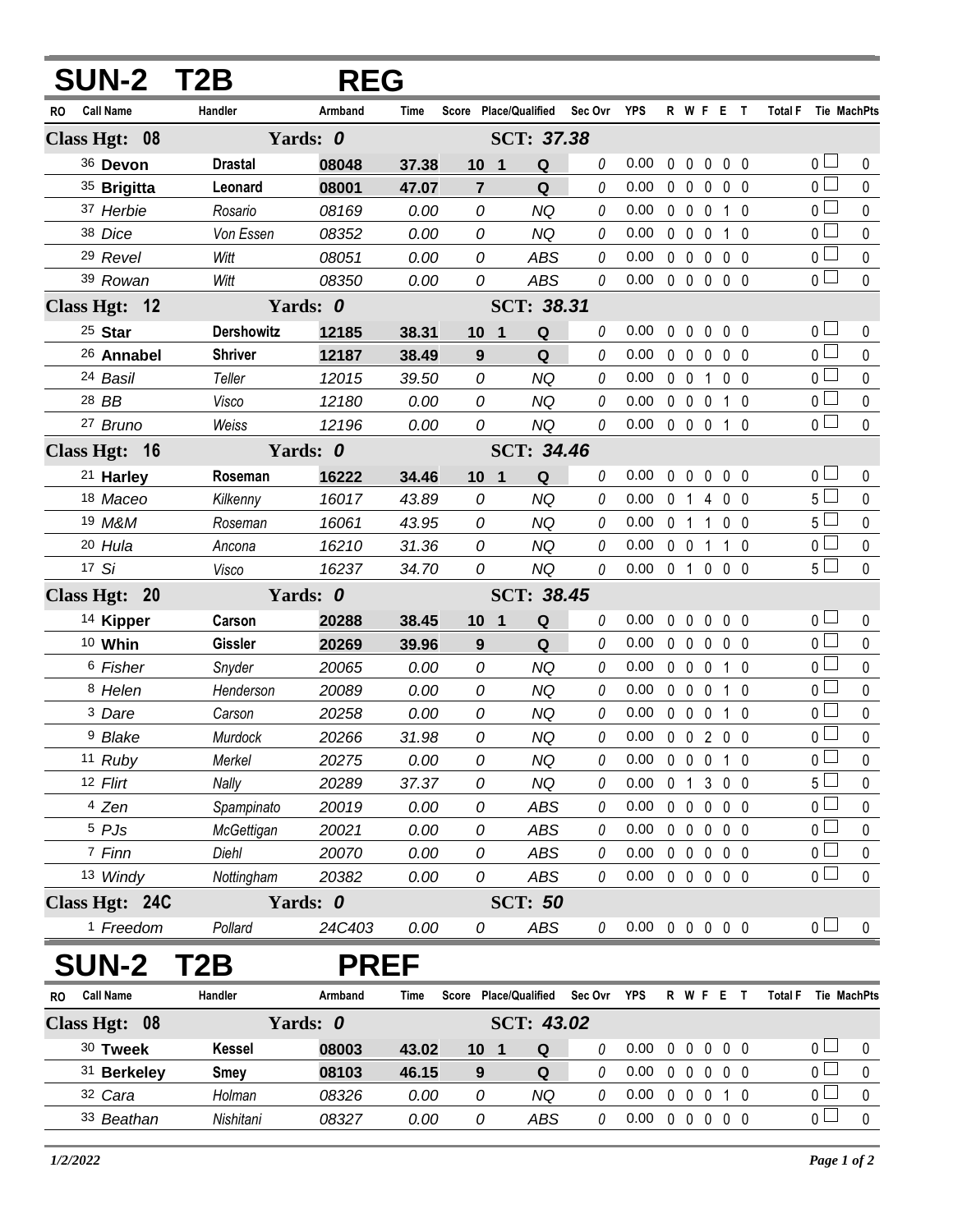# SUN-2 T2B REG

| RO | Call Name | Handler | Armband | Time | Score | Place/Qualified | | Sec Ovr | YPS | R | W | F | E | T | Total F | Tie | MachPts |
|---|---|---|---|---|---|---|---|---|---|---|---|---|---|---|---|---|---|
| **Class Hgt: 08** | | **Yards: 0** | | | | **SCT: 37.38** | | | | | | | | | | | |
| 36 | **Devon** | **Drastal** | **08048** | **37.38** | **10** | **1** | **Q** | 0 | 0.00 | 0 | 0 | 0 | 0 | 0 | 0 | ☐ | 0 |
| 35 | **Brigitta** | **Leonard** | **08001** | **47.07** | **7** | | **Q** | 0 | 0.00 | 0 | 0 | 0 | 0 | 0 | 0 | ☐ | 0 |
| 37 | *Herbie* | *Rosario* | *08169* | *0.00* | *0* | | *NQ* | 0 | 0.00 | 0 | 0 | 0 | 1 | 0 | 0 | ☐ | 0 |
| 38 | *Dice* | *Von Essen* | *08352* | *0.00* | *0* | | *NQ* | 0 | 0.00 | 0 | 0 | 0 | 1 | 0 | 0 | ☐ | 0 |
| 29 | *Revel* | *Witt* | *08051* | *0.00* | *0* | | *ABS* | 0 | 0.00 | 0 | 0 | 0 | 0 | 0 | 0 | ☐ | 0 |
| 39 | *Rowan* | *Witt* | *08350* | *0.00* | *0* | | *ABS* | 0 | 0.00 | 0 | 0 | 0 | 0 | 0 | 0 | ☐ | 0 |
| **Class Hgt: 12** | | **Yards: 0** | | | | **SCT: 38.31** | | | | | | | | | | | |
| 25 | **Star** | **Dershowitz** | **12185** | **38.31** | **10** | **1** | **Q** | 0 | 0.00 | 0 | 0 | 0 | 0 | 0 | 0 | ☐ | 0 |
| 26 | **Annabel** | **Shriver** | **12187** | **38.49** | **9** | | **Q** | 0 | 0.00 | 0 | 0 | 0 | 0 | 0 | 0 | ☐ | 0 |
| 24 | *Basil* | *Teller* | *12015* | *39.50* | *0* | | *NQ* | 0 | 0.00 | 0 | 0 | 1 | 0 | 0 | 0 | ☐ | 0 |
| 28 | *BB* | *Visco* | *12180* | *0.00* | *0* | | *NQ* | 0 | 0.00 | 0 | 0 | 0 | 1 | 0 | 0 | ☐ | 0 |
| 27 | *Bruno* | *Weiss* | *12196* | *0.00* | *0* | | *NQ* | 0 | 0.00 | 0 | 0 | 0 | 1 | 0 | 0 | ☐ | 0 |
| **Class Hgt: 16** | | **Yards: 0** | | | | **SCT: 34.46** | | | | | | | | | | | |
| 21 | **Harley** | **Roseman** | **16222** | **34.46** | **10** | **1** | **Q** | 0 | 0.00 | 0 | 0 | 0 | 0 | 0 | 0 | ☐ | 0 |
| 18 | *Maceo* | *Kilkenny* | *16017* | *43.89* | *0* | | *NQ* | 0 | 0.00 | 0 | 1 | 4 | 0 | 0 | 5 | ☐ | 0 |
| 19 | *M&M* | *Roseman* | *16061* | *43.95* | *0* | | *NQ* | 0 | 0.00 | 0 | 1 | 1 | 0 | 0 | 5 | ☐ | 0 |
| 20 | *Hula* | *Ancona* | *16210* | *31.36* | *0* | | *NQ* | 0 | 0.00 | 0 | 0 | 1 | 1 | 0 | 0 | ☐ | 0 |
| 17 | *Si* | *Visco* | *16237* | *34.70* | *0* | | *NQ* | 0 | 0.00 | 0 | 1 | 0 | 0 | 0 | 5 | ☐ | 0 |
| **Class Hgt: 20** | | **Yards: 0** | | | | **SCT: 38.45** | | | | | | | | | | | |
| 14 | **Kipper** | **Carson** | **20288** | **38.45** | **10** | **1** | **Q** | 0 | 0.00 | 0 | 0 | 0 | 0 | 0 | 0 | ☐ | 0 |
| 10 | **Whin** | **Gissler** | **20269** | **39.96** | **9** | | **Q** | 0 | 0.00 | 0 | 0 | 0 | 0 | 0 | 0 | ☐ | 0 |
| 6 | *Fisher* | *Snyder* | *20065* | *0.00* | *0* | | *NQ* | 0 | 0.00 | 0 | 0 | 0 | 1 | 0 | 0 | ☐ | 0 |
| 8 | *Helen* | *Henderson* | *20089* | *0.00* | *0* | | *NQ* | 0 | 0.00 | 0 | 0 | 0 | 1 | 0 | 0 | ☐ | 0 |
| 3 | *Dare* | *Carson* | *20258* | *0.00* | *0* | | *NQ* | 0 | 0.00 | 0 | 0 | 0 | 1 | 0 | 0 | ☐ | 0 |
| 9 | *Blake* | *Murdock* | *20266* | *31.98* | *0* | | *NQ* | 0 | 0.00 | 0 | 0 | 2 | 0 | 0 | 0 | ☐ | 0 |
| 11 | *Ruby* | *Merkel* | *20275* | *0.00* | *0* | | *NQ* | 0 | 0.00 | 0 | 0 | 0 | 1 | 0 | 0 | ☐ | 0 |
| 12 | *Flirt* | *Nally* | *20289* | *37.37* | *0* | | *NQ* | 0 | 0.00 | 0 | 1 | 3 | 0 | 0 | 5 | ☐ | 0 |
| 4 | *Zen* | *Spampinato* | *20019* | *0.00* | *0* | | *ABS* | 0 | 0.00 | 0 | 0 | 0 | 0 | 0 | 0 | ☐ | 0 |
| 5 | *PJs* | *McGettigan* | *20021* | *0.00* | *0* | | *ABS* | 0 | 0.00 | 0 | 0 | 0 | 0 | 0 | 0 | ☐ | 0 |
| 7 | *Finn* | *Diehl* | *20070* | *0.00* | *0* | | *ABS* | 0 | 0.00 | 0 | 0 | 0 | 0 | 0 | 0 | ☐ | 0 |
| 13 | *Windy* | *Nottingham* | *20382* | *0.00* | *0* | | *ABS* | 0 | 0.00 | 0 | 0 | 0 | 0 | 0 | 0 | ☐ | 0 |
| **Class Hgt: 24C** | | **Yards: 0** | | | | **SCT: 50** | | | | | | | | | | | |
| 1 | *Freedom* | *Pollard* | *24C403* | *0.00* | *0* | | *ABS* | 0 | 0.00 | 0 | 0 | 0 | 0 | 0 | 0 | ☐ | 0 |

# SUN-2 T2B PREF

| RO | Call Name | Handler | Armband | Time | Score | Place/Qualified | | Sec Ovr | YPS | R | W | F | E | T | Total F | Tie | MachPts |
|---|---|---|---|---|---|---|---|---|---|---|---|---|---|---|---|---|---|
| **Class Hgt: 08** | | **Yards: 0** | | | | **SCT: 43.02** | | | | | | | | | | | |
| 30 | **Tweek** | **Kessel** | **08003** | **43.02** | **10** | **1** | **Q** | 0 | 0.00 | 0 | 0 | 0 | 0 | 0 | 0 | ☐ | 0 |
| 31 | **Berkeley** | **Smey** | **08103** | **46.15** | **9** | | **Q** | 0 | 0.00 | 0 | 0 | 0 | 0 | 0 | 0 | ☐ | 0 |
| 32 | *Cara* | *Holman* | *08326* | *0.00* | *0* | | *NQ* | 0 | 0.00 | 0 | 0 | 0 | 1 | 0 | 0 | ☐ | 0 |
| 33 | *Beathan* | *Nishitani* | *08327* | *0.00* | *0* | | *ABS* | 0 | 0.00 | 0 | 0 | 0 | 0 | 0 | 0 | ☐ | 0 |

*1/2/2022*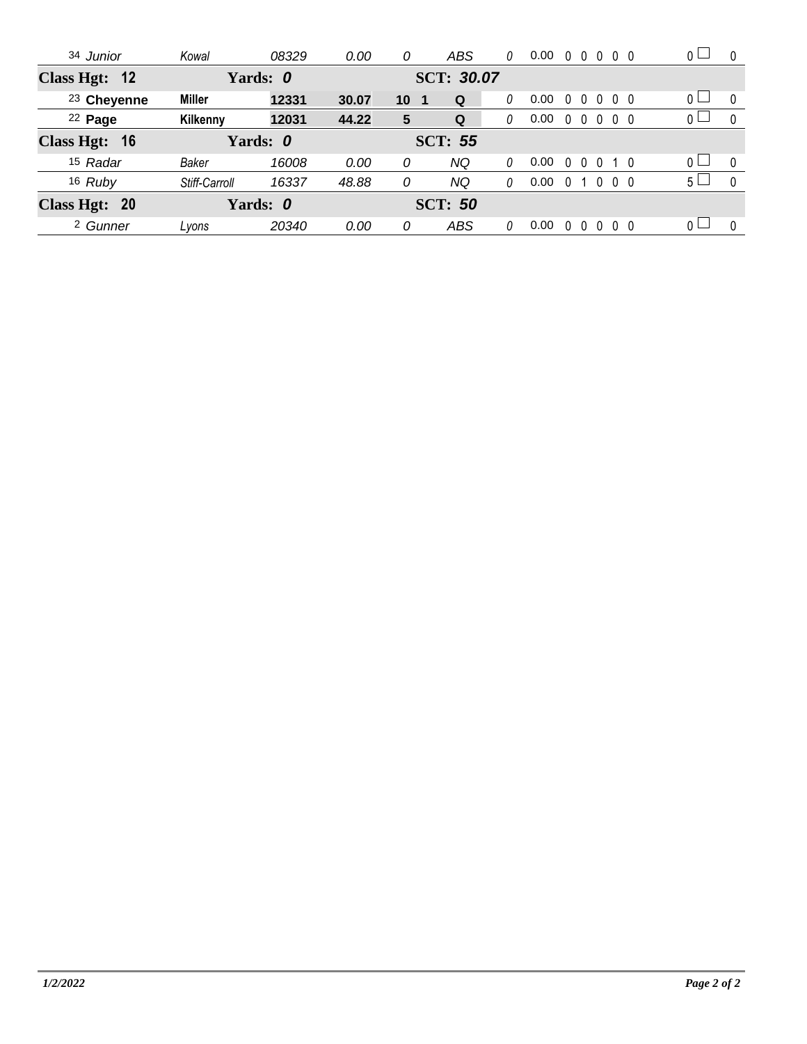| | | | | | | | | | | |
|---|---|---|---|---|---|---|---|---|---|---|
| 34 *Junior* | *Kowal* | *08329* | *0.00* | *0* | | *ABS* | *0* | 0.00 0 0 0 0 0 | 0 ☐ | 0 |
| **Class Hgt: 12** | **Yards: *0*** | | | **SCT: *30.07*** | | | | | | |
| 23 **Cheyenne** | **Miller** | **12331** | **30.07** | **10** | **1** | **Q** | *0* | 0.00 0 0 0 0 0 | 0 ☐ | 0 |
| 22 **Page** | **Kilkenny** | **12031** | **44.22** | **5** | | **Q** | *0* | 0.00 0 0 0 0 0 | 0 ☐ | 0 |
| **Class Hgt: 16** | **Yards: *0*** | | | **SCT: *55*** | | | | | | |
| 15 *Radar* | *Baker* | *16008* | *0.00* | *0* | | *NQ* | *0* | 0.00 0 0 0 1 0 | 0 ☐ | 0 |
| 16 *Ruby* | *Stiff-Carroll* | *16337* | *48.88* | *0* | | *NQ* | *0* | 0.00 0 1 0 0 0 | 5 ☐ | 0 |
| **Class Hgt: 20** | **Yards: *0*** | | | **SCT: *50*** | | | | | | |
| 2 *Gunner* | *Lyons* | *20340* | *0.00* | *0* | | *ABS* | *0* | 0.00 0 0 0 0 0 | 0 ☐ | 0 |

*1/2/2022*